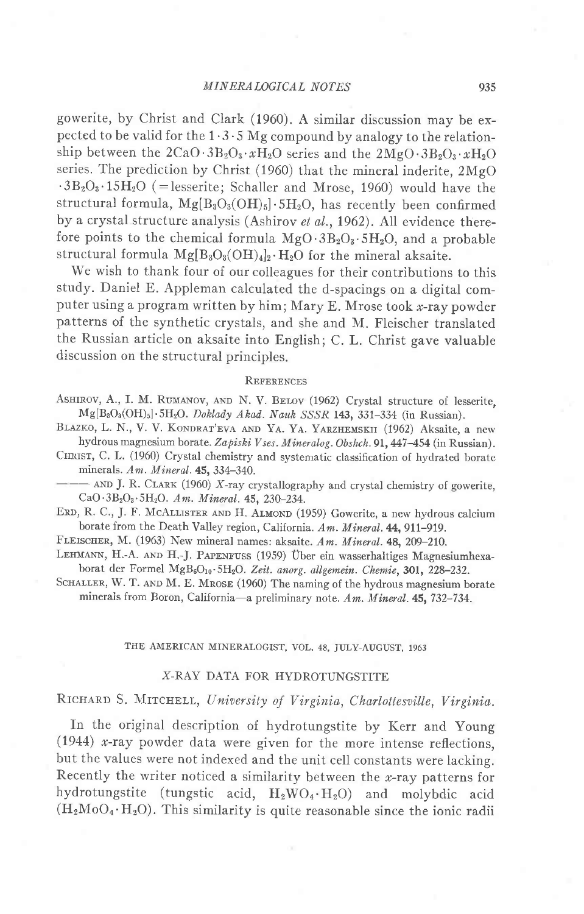gowerite, by Christ and Clark (1960). A similar discussion may be expected to be valid for the $1 \cdot 3 \cdot 5$ Mg compound by analogy to the relationship between the $2CaO \cdot 3B_2O_3 \cdot xH_2O$ series and the $2MgO \cdot 3B_2O_3 \cdot xH_2O$ series. The prediction by Christ (1960) that the mineral inderite, $2MgO \cdot 3B_2O_3 \cdot 15H_2O$ (=lesserite; Schaller and Mrose, 1960) would have the structural formula, $Mg[B_3O_3(OH)_5] \cdot 5H_2O$, has recently been confirmed by a crystal structure analysis (Ashirov *et al.*, 1962). All evidence therefore points to the chemical formula $MgO \cdot 3B_2O_3 \cdot 5H_2O$, and a probable structural formula $Mg[B_3O_3(OH)_4]_2 \cdot H_2O$ for the mineral aksaite.

We wish to thank four of our colleagues for their contributions to this study. Daniel E. Appleman calculated the d-spacings on a digital computer using a program written by him; Mary E. Mrose took $x$-ray powder patterns of the synthetic crystals, and she and M. Fleischer translated the Russian article on aksaite into English; C. L. Christ gave valuable discussion on the structural principles.

## References

Ashirov, A., I. M. Rumanov, and N. V. Belov (1962) Crystal structure of lesserite, $Mg[B_3O_3(OH)_5] \cdot 5H_2O$. *Doklady Akad. Nauk SSSR* **143**, 331–334 (in Russian).

Blazko, L. N., V. V. Kondrat'eva and Ya. Ya. Yarzhemskii (1962) Aksaite, a new hydrous magnesium borate. *Zapiski Vses. Mineralog. Obshch.* **91**, 447–454 (in Russian).

Christ, C. L. (1960) Crystal chemistry and systematic classification of hydrated borate minerals. *Am. Mineral.* **45**, 334–340.

——— and J. R. Clark (1960) $X$-ray crystallography and crystal chemistry of gowerite, $CaO \cdot 3B_2O_3 \cdot 5H_2O$. *Am. Mineral.* **45**, 230–234.

Erd, R. C., J. F. McAllister and H. Almond (1959) Gowerite, a new hydrous calcium borate from the Death Valley region, California. *Am. Mineral.* **44**, 911–919.

Fleischer, M. (1963) New mineral names: aksaite. *Am. Mineral.* **48**, 209–210.

Lehmann, H.-A. and H.-J. Papenfuss (1959) Über ein wasserhaltiges Magnesiumhexaborat der Formel $MgB_6O_{10} \cdot 5H_2O$. *Zeit. anorg. allgemein. Chemie*, **301**, 228–232.

Schaller, W. T. and M. E. Mrose (1960) The naming of the hydrous magnesium borate minerals from Boron, California—a preliminary note. *Am. Mineral.* **45**, 732–734.

THE AMERICAN MINERALOGIST, VOL. 48, JULY-AUGUST, 1963

# $X$-RAY DATA FOR HYDROTUNGSTITE

Richard S. Mitchell, *University of Virginia, Charlottesville, Virginia.*

In the original description of hydrotungstite by Kerr and Young (1944) $x$-ray powder data were given for the more intense reflections, but the values were not indexed and the unit cell constants were lacking. Recently the writer noticed a similarity between the $x$-ray patterns for hydrotungstite (tungstic acid, $H_2WO_4 \cdot H_2O$) and molybdic acid ($H_2MoO_4 \cdot H_2O$). This similarity is quite reasonable since the ionic radii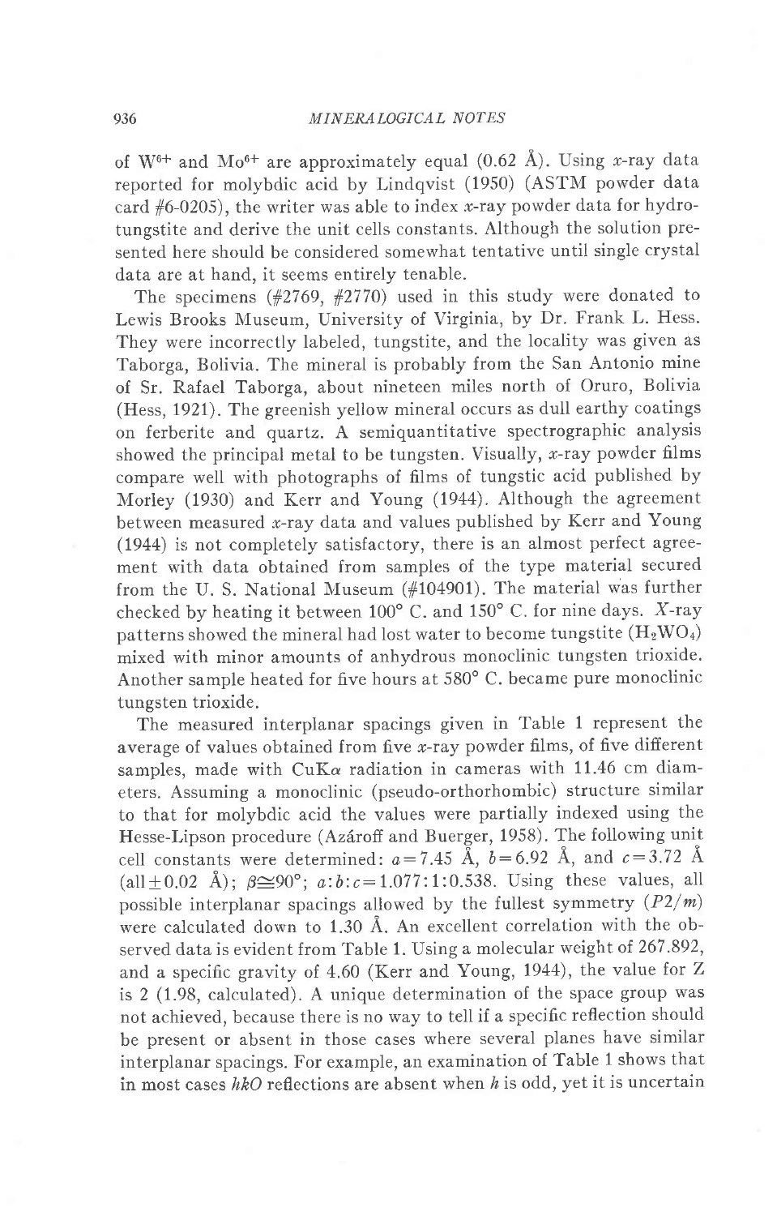of $W^{6+}$ and $Mo^{6+}$ are approximately equal (0.62 Å). Using *x*-ray data reported for molybdic acid by Lindqvist (1950) (ASTM powder data card #6-0205), the writer was able to index *x*-ray powder data for hydrotungstite and derive the unit cells constants. Although the solution presented here should be considered somewhat tentative until single crystal data are at hand, it seems entirely tenable.

The specimens (#2769, #2770) used in this study were donated to Lewis Brooks Museum, University of Virginia, by Dr. Frank L. Hess. They were incorrectly labeled, tungstite, and the locality was given as Taborga, Bolivia. The mineral is probably from the San Antonio mine of Sr. Rafael Taborga, about nineteen miles north of Oruro, Bolivia (Hess, 1921). The greenish yellow mineral occurs as dull earthy coatings on ferberite and quartz. A semiquantitative spectrographic analysis showed the principal metal to be tungsten. Visually, *x*-ray powder films compare well with photographs of films of tungstic acid published by Morley (1930) and Kerr and Young (1944). Although the agreement between measured *x*-ray data and values published by Kerr and Young (1944) is not completely satisfactory, there is an almost perfect agreement with data obtained from samples of the type material secured from the U. S. National Museum (#104901). The material was further checked by heating it between 100° C. and 150° C. for nine days. *X*-ray patterns showed the mineral had lost water to become tungstite ($H_2WO_4$) mixed with minor amounts of anhydrous monoclinic tungsten trioxide. Another sample heated for five hours at 580° C. became pure monoclinic tungsten trioxide.

The measured interplanar spacings given in Table 1 represent the average of values obtained from five *x*-ray powder films, of five different samples, made with CuK$\alpha$ radiation in cameras with 11.46 cm diameters. Assuming a monoclinic (pseudo-orthorhombic) structure similar to that for molybdic acid the values were partially indexed using the Hesse-Lipson procedure (Azároff and Buerger, 1958). The following unit cell constants were determined: $a = 7.45$ Å, $b = 6.92$ Å, and $c = 3.72$ Å (all $\pm 0.02$ Å); $\beta \cong 90°$; $a:b:c = 1.077:1:0.538$. Using these values, all possible interplanar spacings allowed by the fullest symmetry ($P2/m$) were calculated down to 1.30 Å. An excellent correlation with the observed data is evident from Table 1. Using a molecular weight of 267.892, and a specific gravity of 4.60 (Kerr and Young, 1944), the value for Z is 2 (1.98, calculated). A unique determination of the space group was not achieved, because there is no way to tell if a specific reflection should be present or absent in those cases where several planes have similar interplanar spacings. For example, an examination of Table 1 shows that in most cases $hk0$ reflections are absent when $h$ is odd, yet it is uncertain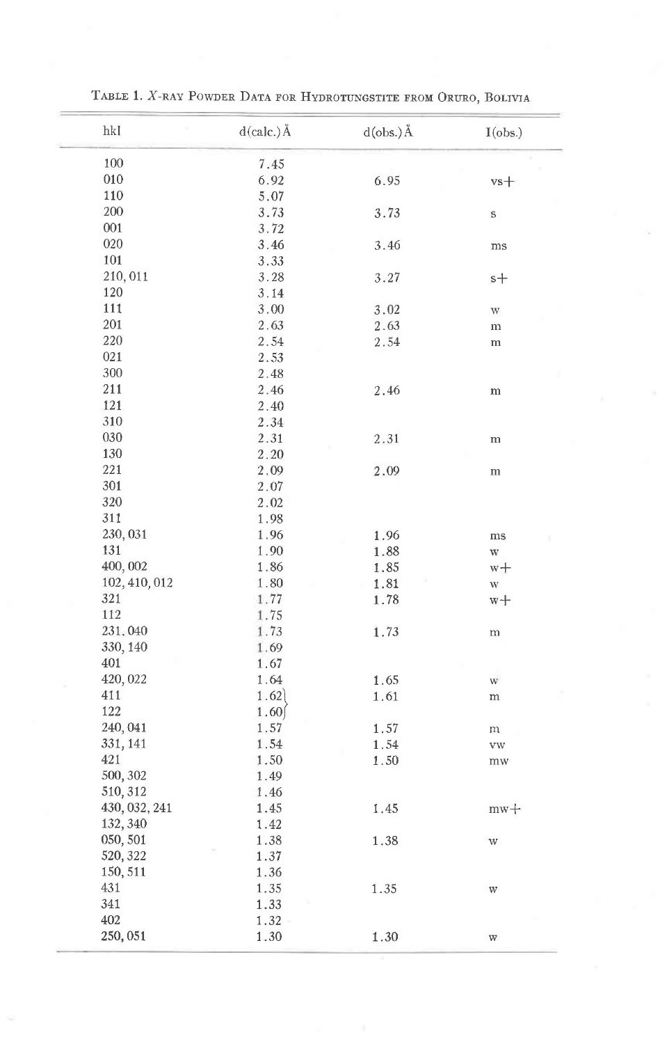TABLE 1. *X*-RAY POWDER DATA FOR HYDROTUNGSTITE FROM ORURO, BOLIVIA

| hkl | d(calc.) Å | d(obs.) Å | I(obs.) |
|---|---|---|---|
| 100 | 7.45 | | |
| 010 | 6.92 | 6.95 | vs+ |
| 110 | 5.07 | | |
| 200 | 3.73 | 3.73 | s |
| 001 | 3.72 | | |
| 020 | 3.46 | 3.46 | ms |
| 101 | 3.33 | | |
| 210, 011 | 3.28 | 3.27 | s+ |
| 120 | 3.14 | | |
| 111 | 3.00 | 3.02 | w |
| 201 | 2.63 | 2.63 | m |
| 220 | 2.54 | 2.54 | m |
| 021 | 2.53 | | |
| 300 | 2.48 | | |
| 211 | 2.46 | 2.46 | m |
| 121 | 2.40 | | |
| 310 | 2.34 | | |
| 030 | 2.31 | 2.31 | m |
| 130 | 2.20 | | |
| 221 | 2.09 | 2.09 | m |
| 301 | 2.07 | | |
| 320 | 2.02 | | |
| 311 | 1.98 | | |
| 230, 031 | 1.96 | 1.96 | ms |
| 131 | 1.90 | 1.88 | w |
| 400, 002 | 1.86 | 1.85 | w+ |
| 102, 410, 012 | 1.80 | 1.81 | w |
| 321 | 1.77 | 1.78 | w+ |
| 112 | 1.75 | | |
| 231, 040 | 1.73 | 1.73 | m |
| 330, 140 | 1.69 | | |
| 401 | 1.67 | | |
| 420, 022 | 1.64 | 1.65 | w |
| 411 | 1.62 } | 1.61 | m |
| 122 | 1.60 } | | |
| 240, 041 | 1.57 | 1.57 | m |
| 331, 141 | 1.54 | 1.54 | vw |
| 421 | 1.50 | 1.50 | mw |
| 500, 302 | 1.49 | | |
| 510, 312 | 1.46 | | |
| 430, 032, 241 | 1.45 | 1.45 | mw+ |
| 132, 340 | 1.42 | | |
| 050, 501 | 1.38 | 1.38 | w |
| 520, 322 | 1.37 | | |
| 150, 511 | 1.36 | | |
| 431 | 1.35 | 1.35 | w |
| 341 | 1.33 | | |
| 402 | 1.32 | | |
| 250, 051 | 1.30 | 1.30 | w |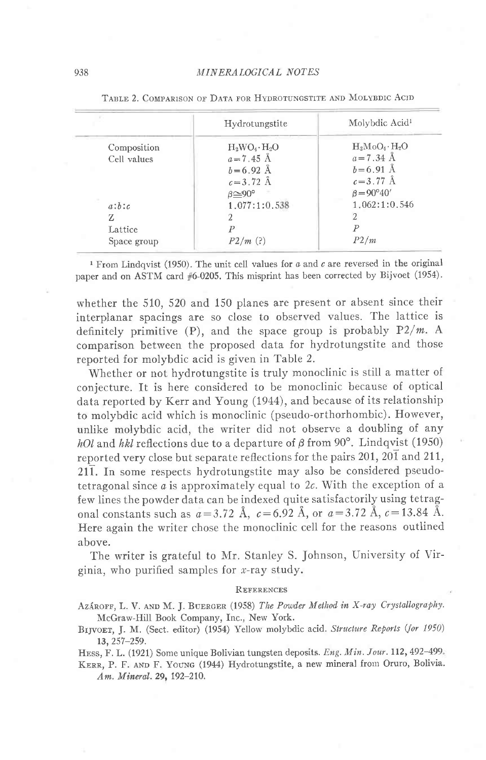TABLE 2. COMPARISON OF DATA FOR HYDROTUNGSTITE AND MOLYBDIC ACID

| | Hydrotungstite | Molybdic Acid[1] |
|---|---|---|
| Composition | $H_2WO_4 \cdot H_2O$ | $H_2MoO_4 \cdot H_2O$ |
| Cell values | $a=7.45$ Å | $a=7.34$ Å |
| | $b=6.92$ Å | $b=6.91$ Å |
| | $c=3.72$ Å | $c=3.77$ Å |
| | $\beta \cong 90°$ | $\beta=90°40'$ |
| $a:b:c$ | 1.077:1:0.538 | 1.062:1:0.546 |
| Z | 2 | 2 |
| Lattice | $P$ | $P$ |
| Space group | $P2/m$ (?) | $P2/m$ |

[1] From Lindqvist (1950). The unit cell values for $a$ and $c$ are reversed in the original paper and on ASTM card #6-0205. This misprint has been corrected by Bijvoet (1954).

whether the 510, 520 and 150 planes are present or absent since their interplanar spacings are so close to observed values. The lattice is definitely primitive (P), and the space group is probably $P2/m$. A comparison between the proposed data for hydrotungstite and those reported for molybdic acid is given in Table 2.

Whether or not hydrotungstite is truly monoclinic is still a matter of conjecture. It is here considered to be monoclinic because of optical data reported by Kerr and Young (1944), and because of its relationship to molybdic acid which is monoclinic (pseudo-orthorhombic). However, unlike molybdic acid, the writer did not observe a doubling of any $h0l$ and $hkl$ reflections due to a departure of $\beta$ from 90°. Lindqvist (1950) reported very close but separate reflections for the pairs 201, $20\bar{1}$ and 211, $21\bar{1}$. In some respects hydrotungstite may also be considered pseudo-tetragonal since $a$ is approximately equal to $2c$. With the exception of a few lines the powder data can be indexed quite satisfactorily using tetragonal constants such as $a=3.72$ Å, $c=6.92$ Å, or $a=3.72$ Å, $c=13.84$ Å. Here again the writer chose the monoclinic cell for the reasons outlined above.

The writer is grateful to Mr. Stanley S. Johnson, University of Virginia, who purified samples for $x$-ray study.

## REFERENCES

AZÁROFF, L. V. AND M. J. BUERGER (1958) *The Powder Method in X-ray Crystallography*. McGraw-Hill Book Company, Inc., New York.

BIJVOET, J. M. (Sect. editor) (1954) Yellow molybdic acid. *Structure Reports (for 1950)* **13**, 257–259.

HESS, F. L. (1921) Some unique Bolivian tungsten deposits. *Eng. Min. Jour.* **112**, 492–499.

KERR, P. F. AND F. YOUNG (1944) Hydrotungstite, a new mineral from Oruro, Bolivia. *Am. Mineral.* **29**, 192–210.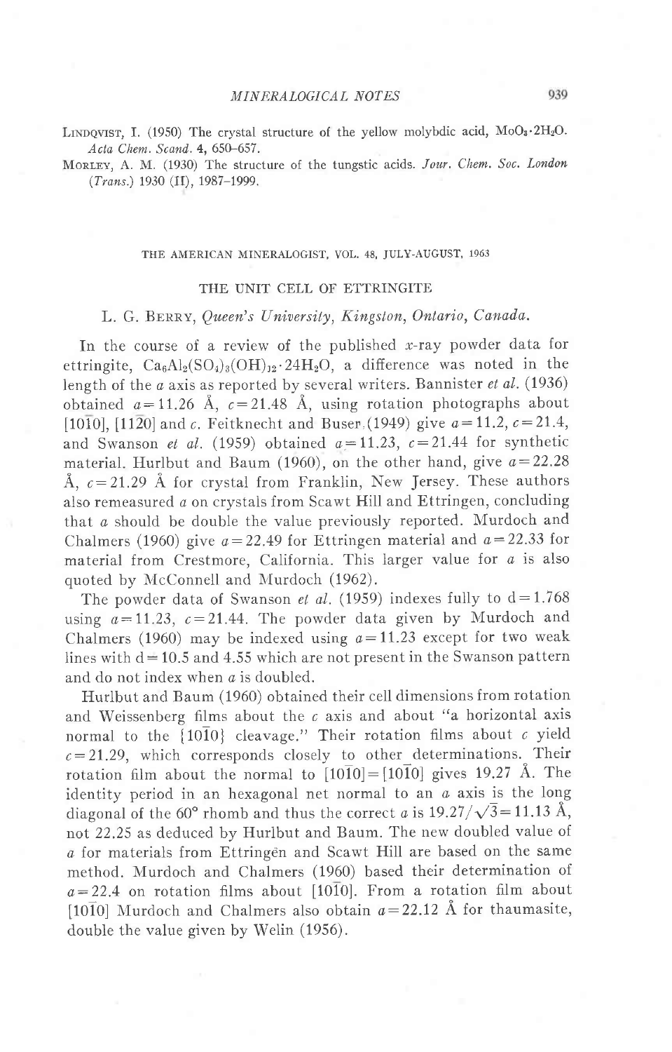Lindqvist, I. (1950) The crystal structure of the yellow molybdic acid, $MoO_3 \cdot 2H_2O$. *Acta Chem. Scand.* **4**, 650–657.

Morley, A. M. (1930) The structure of the tungstic acids. *Jour. Chem. Soc. London (Trans.)* 1930 (II), 1987–1999.

THE AMERICAN MINERALOGIST, VOL. 48, JULY-AUGUST, 1963

# THE UNIT CELL OF ETTRINGITE

L. G. Berry, *Queen's University, Kingston, Ontario, Canada.*

In the course of a review of the published $x$-ray powder data for ettringite, $Ca_6Al_2(SO_4)_3(OH)_{12} \cdot 24H_2O$, a difference was noted in the length of the $a$ axis as reported by several writers. Bannister *et al.* (1936) obtained $a = 11.26$ Å, $c = 21.48$ Å, using rotation photographs about $[10\bar{1}0]$, $[11\bar{2}0]$ and $c$. Feitknecht and Buser (1949) give $a = 11.2$, $c = 21.4$, and Swanson *et al.* (1959) obtained $a = 11.23$, $c = 21.44$ for synthetic material. Hurlbut and Baum (1960), on the other hand, give $a = 22.28$ Å, $c = 21.29$ Å for crystal from Franklin, New Jersey. These authors also remeasured $a$ on crystals from Scawt Hill and Ettringen, concluding that $a$ should be double the value previously reported. Murdoch and Chalmers (1960) give $a = 22.49$ for Ettringen material and $a = 22.33$ for material from Crestmore, California. This larger value for $a$ is also quoted by McConnell and Murdoch (1962).

The powder data of Swanson *et al.* (1959) indexes fully to d = 1.768 using $a = 11.23$, $c = 21.44$. The powder data given by Murdoch and Chalmers (1960) may be indexed using $a = 11.23$ except for two weak lines with d = 10.5 and 4.55 which are not present in the Swanson pattern and do not index when $a$ is doubled.

Hurlbut and Baum (1960) obtained their cell dimensions from rotation and Weissenberg films about the $c$ axis and about "a horizontal axis normal to the $\{10\bar{1}0\}$ cleavage." Their rotation films about $c$ yield $c = 21.29$, which corresponds closely to other determinations. Their rotation film about the normal to $[10\bar{1}0] = [10\bar{1}0]$ gives 19.27 Å. The identity period in an hexagonal net normal to an $a$ axis is the long diagonal of the 60° rhomb and thus the correct $a$ is $19.27/\sqrt{3} = 11.13$ Å, not 22.25 as deduced by Hurlbut and Baum. The new doubled value of $a$ for materials from Ettringen and Scawt Hill are based on the same method. Murdoch and Chalmers (1960) based their determination of $a = 22.4$ on rotation films about $[10\bar{1}0]$. From a rotation film about $[10\bar{1}0]$ Murdoch and Chalmers also obtain $a = 22.12$ Å for thaumasite, double the value given by Welin (1956).